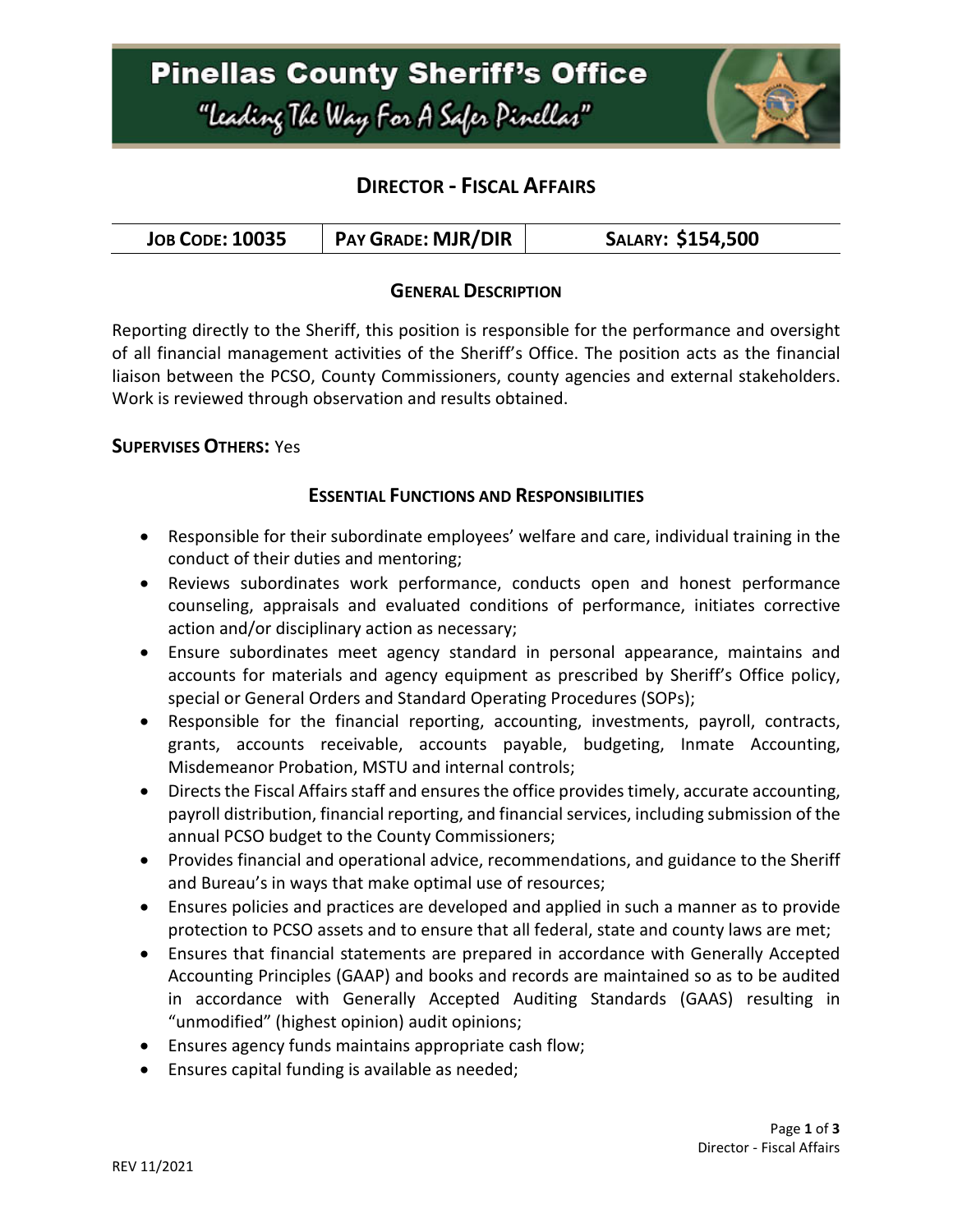# Pinellas County Sheriff's Office

*"Leading The Way For A Safer Pinellas"*

## Director - Fiscal Affairs

| Job Code: 10035 | Pay Grade: MJR/DIR | Salary: $154,500 |
|---|---|---|

### General Description

Reporting directly to the Sheriff, this position is responsible for the performance and oversight of all financial management activities of the Sheriff's Office. The position acts as the financial liaison between the PCSO, County Commissioners, county agencies and external stakeholders. Work is reviewed through observation and results obtained.

**Supervises Others:** Yes

### Essential Functions and Responsibilities

- Responsible for their subordinate employees' welfare and care, individual training in the conduct of their duties and mentoring;
- Reviews subordinates work performance, conducts open and honest performance counseling, appraisals and evaluated conditions of performance, initiates corrective action and/or disciplinary action as necessary;
- Ensure subordinates meet agency standard in personal appearance, maintains and accounts for materials and agency equipment as prescribed by Sheriff's Office policy, special or General Orders and Standard Operating Procedures (SOPs);
- Responsible for the financial reporting, accounting, investments, payroll, contracts, grants, accounts receivable, accounts payable, budgeting, Inmate Accounting, Misdemeanor Probation, MSTU and internal controls;
- Directs the Fiscal Affairs staff and ensures the office provides timely, accurate accounting, payroll distribution, financial reporting, and financial services, including submission of the annual PCSO budget to the County Commissioners;
- Provides financial and operational advice, recommendations, and guidance to the Sheriff and Bureau's in ways that make optimal use of resources;
- Ensures policies and practices are developed and applied in such a manner as to provide protection to PCSO assets and to ensure that all federal, state and county laws are met;
- Ensures that financial statements are prepared in accordance with Generally Accepted Accounting Principles (GAAP) and books and records are maintained so as to be audited in accordance with Generally Accepted Auditing Standards (GAAS) resulting in "unmodified" (highest opinion) audit opinions;
- Ensures agency funds maintains appropriate cash flow;
- Ensures capital funding is available as needed;

REV 11/2021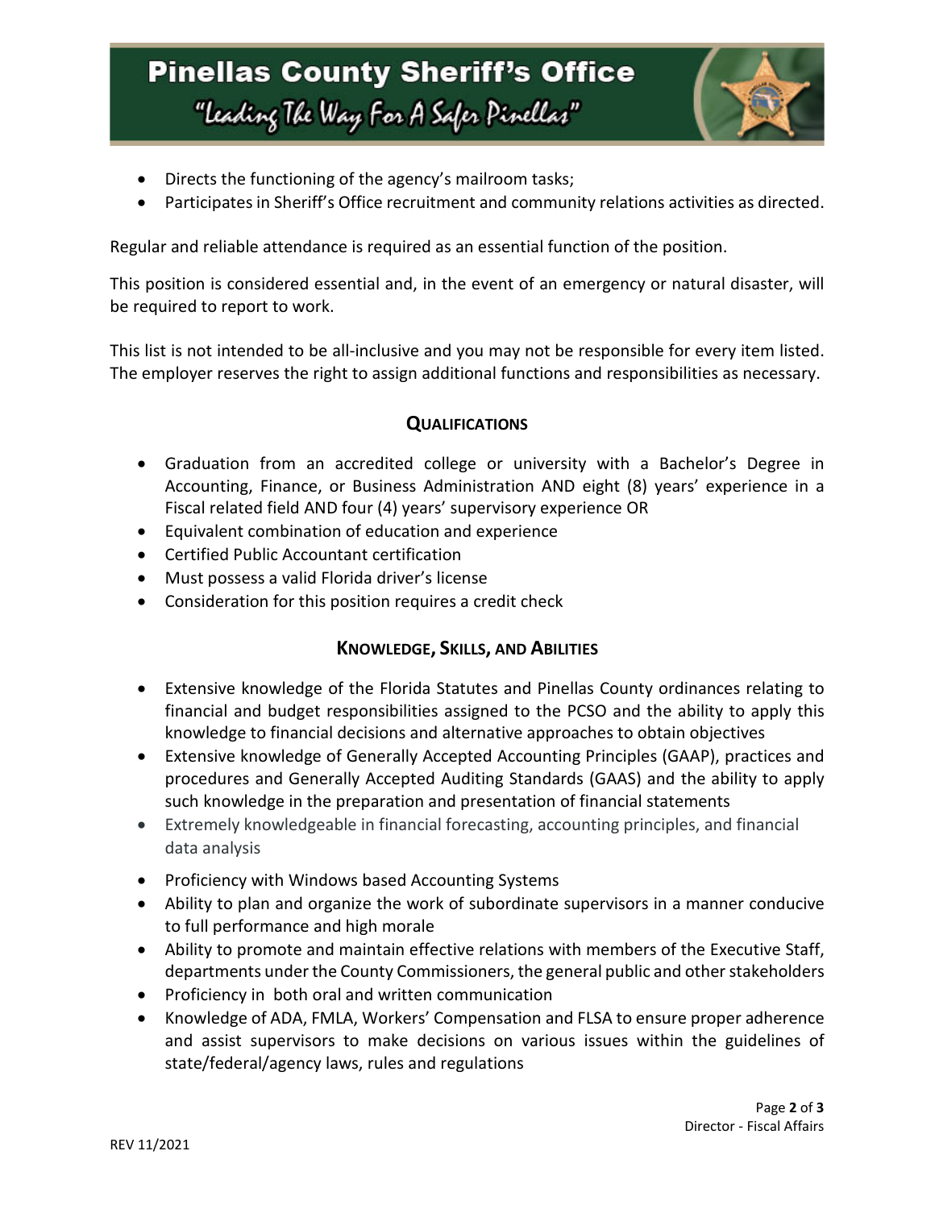- Directs the functioning of the agency's mailroom tasks;
- Participates in Sheriff's Office recruitment and community relations activities as directed.

Regular and reliable attendance is required as an essential function of the position.

This position is considered essential and, in the event of an emergency or natural disaster, will be required to report to work.

This list is not intended to be all-inclusive and you may not be responsible for every item listed. The employer reserves the right to assign additional functions and responsibilities as necessary.

## QUALIFICATIONS

- Graduation from an accredited college or university with a Bachelor's Degree in Accounting, Finance, or Business Administration AND eight (8) years' experience in a Fiscal related field AND four (4) years' supervisory experience OR
- Equivalent combination of education and experience
- Certified Public Accountant certification
- Must possess a valid Florida driver's license
- Consideration for this position requires a credit check

## KNOWLEDGE, SKILLS, AND ABILITIES

- Extensive knowledge of the Florida Statutes and Pinellas County ordinances relating to financial and budget responsibilities assigned to the PCSO and the ability to apply this knowledge to financial decisions and alternative approaches to obtain objectives
- Extensive knowledge of Generally Accepted Accounting Principles (GAAP), practices and procedures and Generally Accepted Auditing Standards (GAAS) and the ability to apply such knowledge in the preparation and presentation of financial statements
- Extremely knowledgeable in financial forecasting, accounting principles, and financial data analysis
- Proficiency with Windows based Accounting Systems
- Ability to plan and organize the work of subordinate supervisors in a manner conducive to full performance and high morale
- Ability to promote and maintain effective relations with members of the Executive Staff, departments under the County Commissioners, the general public and other stakeholders
- Proficiency in both oral and written communication
- Knowledge of ADA, FMLA, Workers' Compensation and FLSA to ensure proper adherence and assist supervisors to make decisions on various issues within the guidelines of state/federal/agency laws, rules and regulations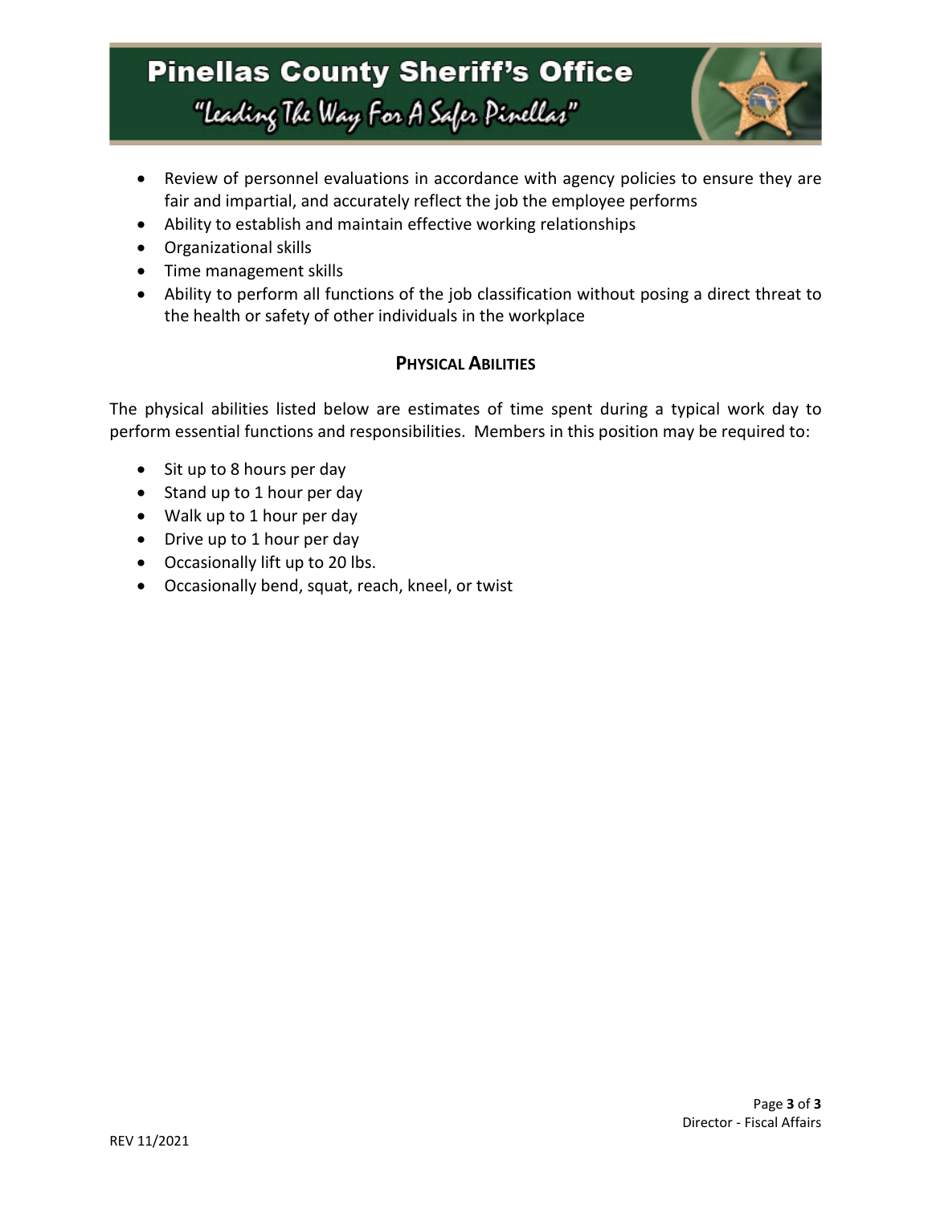- Review of personnel evaluations in accordance with agency policies to ensure they are fair and impartial, and accurately reflect the job the employee performs
- Ability to establish and maintain effective working relationships
- Organizational skills
- Time management skills
- Ability to perform all functions of the job classification without posing a direct threat to the health or safety of other individuals in the workplace

## Physical Abilities

The physical abilities listed below are estimates of time spent during a typical work day to perform essential functions and responsibilities. Members in this position may be required to:

- Sit up to 8 hours per day
- Stand up to 1 hour per day
- Walk up to 1 hour per day
- Drive up to 1 hour per day
- Occasionally lift up to 20 lbs.
- Occasionally bend, squat, reach, kneel, or twist